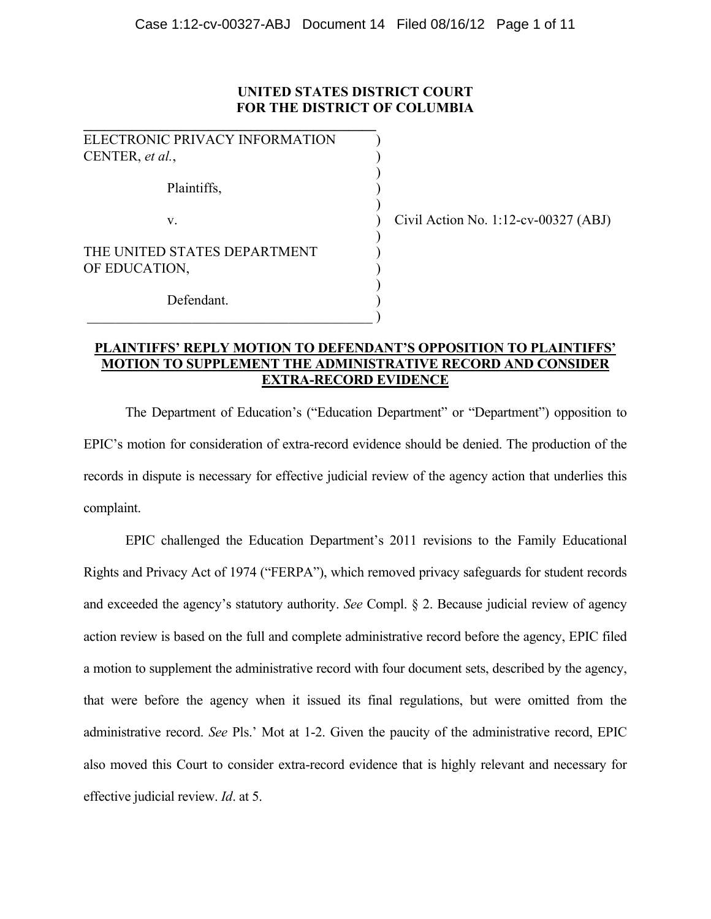**UNITED STATES DISTRICT COURT**
**FOR THE DISTRICT OF COLUMBIA**

| | | |
|---|---|---|
| ELECTRONIC PRIVACY INFORMATION CENTER, *et al.*, | ) | |
| Plaintiffs, | ) | |
| v. | ) | Civil Action No. 1:12-cv-00327 (ABJ) |
| THE UNITED STATES DEPARTMENT OF EDUCATION, | ) | |
| Defendant. | ) | |

**PLAINTIFFS' REPLY MOTION TO DEFENDANT'S OPPOSITION TO PLAINTIFFS' MOTION TO SUPPLEMENT THE ADMINISTRATIVE RECORD AND CONSIDER EXTRA-RECORD EVIDENCE**

The Department of Education's ("Education Department" or "Department") opposition to EPIC's motion for consideration of extra-record evidence should be denied. The production of the records in dispute is necessary for effective judicial review of the agency action that underlies this complaint.

EPIC challenged the Education Department's 2011 revisions to the Family Educational Rights and Privacy Act of 1974 ("FERPA"), which removed privacy safeguards for student records and exceeded the agency's statutory authority. *See* Compl. § 2. Because judicial review of agency action review is based on the full and complete administrative record before the agency, EPIC filed a motion to supplement the administrative record with four document sets, described by the agency, that were before the agency when it issued its final regulations, but were omitted from the administrative record. *See* Pls.' Mot at 1-2. Given the paucity of the administrative record, EPIC also moved this Court to consider extra-record evidence that is highly relevant and necessary for effective judicial review. *Id*. at 5.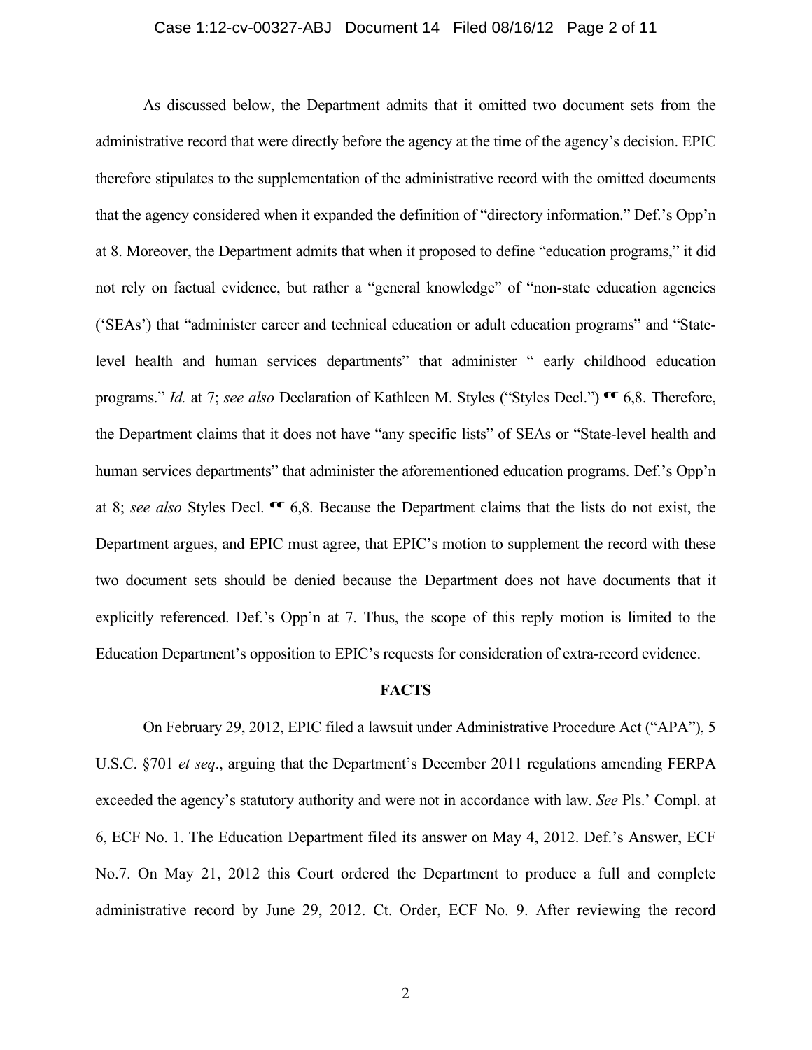As discussed below, the Department admits that it omitted two document sets from the administrative record that were directly before the agency at the time of the agency's decision. EPIC therefore stipulates to the supplementation of the administrative record with the omitted documents that the agency considered when it expanded the definition of "directory information." Def.'s Opp'n at 8. Moreover, the Department admits that when it proposed to define "education programs," it did not rely on factual evidence, but rather a "general knowledge" of "non-state education agencies ('SEAs') that "administer career and technical education or adult education programs" and "State-level health and human services departments" that administer " early childhood education programs." *Id.* at 7; *see also* Declaration of Kathleen M. Styles ("Styles Decl.") ¶¶ 6,8. Therefore, the Department claims that it does not have "any specific lists" of SEAs or "State-level health and human services departments" that administer the aforementioned education programs. Def.'s Opp'n at 8; *see also* Styles Decl. ¶¶ 6,8. Because the Department claims that the lists do not exist, the Department argues, and EPIC must agree, that EPIC's motion to supplement the record with these two document sets should be denied because the Department does not have documents that it explicitly referenced. Def.'s Opp'n at 7. Thus, the scope of this reply motion is limited to the Education Department's opposition to EPIC's requests for consideration of extra-record evidence.

## FACTS

On February 29, 2012, EPIC filed a lawsuit under Administrative Procedure Act ("APA"), 5 U.S.C. §701 *et seq*., arguing that the Department's December 2011 regulations amending FERPA exceeded the agency's statutory authority and were not in accordance with law. *See* Pls.' Compl. at 6, ECF No. 1. The Education Department filed its answer on May 4, 2012. Def.'s Answer, ECF No.7. On May 21, 2012 this Court ordered the Department to produce a full and complete administrative record by June 29, 2012. Ct. Order, ECF No. 9. After reviewing the record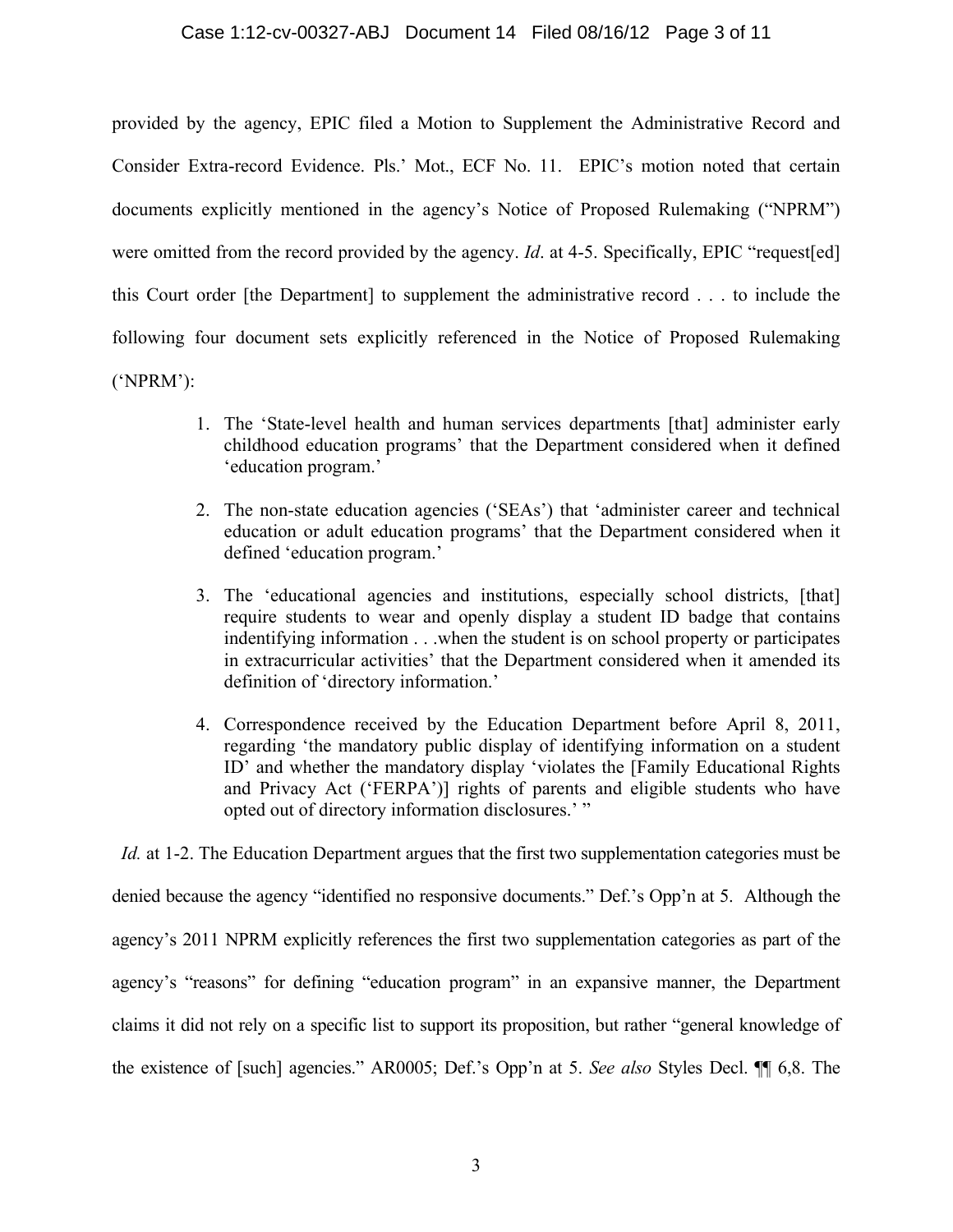provided by the agency, EPIC filed a Motion to Supplement the Administrative Record and Consider Extra-record Evidence. Pls.' Mot., ECF No. 11. EPIC's motion noted that certain documents explicitly mentioned in the agency's Notice of Proposed Rulemaking ("NPRM") were omitted from the record provided by the agency. *Id*. at 4-5. Specifically, EPIC "request[ed] this Court order [the Department] to supplement the administrative record . . . to include the following four document sets explicitly referenced in the Notice of Proposed Rulemaking ('NPRM'):

> 1. The 'State-level health and human services departments [that] administer early childhood education programs' that the Department considered when it defined 'education program.'
>
> 2. The non-state education agencies ('SEAs') that 'administer career and technical education or adult education programs' that the Department considered when it defined 'education program.'
>
> 3. The 'educational agencies and institutions, especially school districts, [that] require students to wear and openly display a student ID badge that contains indentifying information . . .when the student is on school property or participates in extracurricular activities' that the Department considered when it amended its definition of 'directory information.'
>
> 4. Correspondence received by the Education Department before April 8, 2011, regarding 'the mandatory public display of identifying information on a student ID' and whether the mandatory display 'violates the [Family Educational Rights and Privacy Act ('FERPA')] rights of parents and eligible students who have opted out of directory information disclosures.' "

*Id.* at 1-2. The Education Department argues that the first two supplementation categories must be denied because the agency "identified no responsive documents." Def.'s Opp'n at 5. Although the agency's 2011 NPRM explicitly references the first two supplementation categories as part of the agency's "reasons" for defining "education program" in an expansive manner, the Department claims it did not rely on a specific list to support its proposition, but rather "general knowledge of the existence of [such] agencies." AR0005; Def.'s Opp'n at 5. *See also* Styles Decl. ¶¶ 6,8. The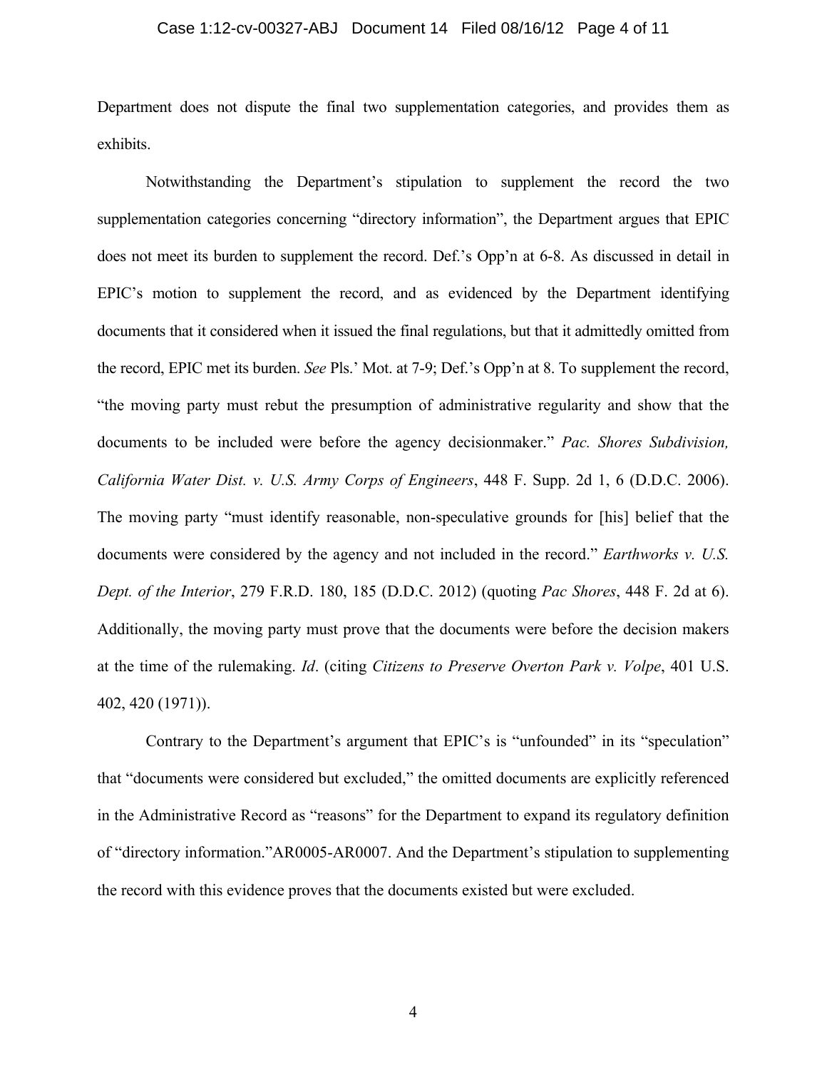Department does not dispute the final two supplementation categories, and provides them as exhibits.

Notwithstanding the Department's stipulation to supplement the record the two supplementation categories concerning "directory information", the Department argues that EPIC does not meet its burden to supplement the record. Def.'s Opp'n at 6-8. As discussed in detail in EPIC's motion to supplement the record, and as evidenced by the Department identifying documents that it considered when it issued the final regulations, but that it admittedly omitted from the record, EPIC met its burden. *See* Pls.' Mot. at 7-9; Def.'s Opp'n at 8. To supplement the record, "the moving party must rebut the presumption of administrative regularity and show that the documents to be included were before the agency decisionmaker." *Pac. Shores Subdivision, California Water Dist. v. U.S. Army Corps of Engineers*, 448 F. Supp. 2d 1, 6 (D.D.C. 2006). The moving party "must identify reasonable, non-speculative grounds for [his] belief that the documents were considered by the agency and not included in the record." *Earthworks v. U.S. Dept. of the Interior*, 279 F.R.D. 180, 185 (D.D.C. 2012) (quoting *Pac Shores*, 448 F. 2d at 6). Additionally, the moving party must prove that the documents were before the decision makers at the time of the rulemaking. *Id*. (citing *Citizens to Preserve Overton Park v. Volpe*, 401 U.S. 402, 420 (1971)).

Contrary to the Department's argument that EPIC's is "unfounded" in its "speculation" that "documents were considered but excluded," the omitted documents are explicitly referenced in the Administrative Record as "reasons" for the Department to expand its regulatory definition of "directory information."AR0005-AR0007. And the Department's stipulation to supplementing the record with this evidence proves that the documents existed but were excluded.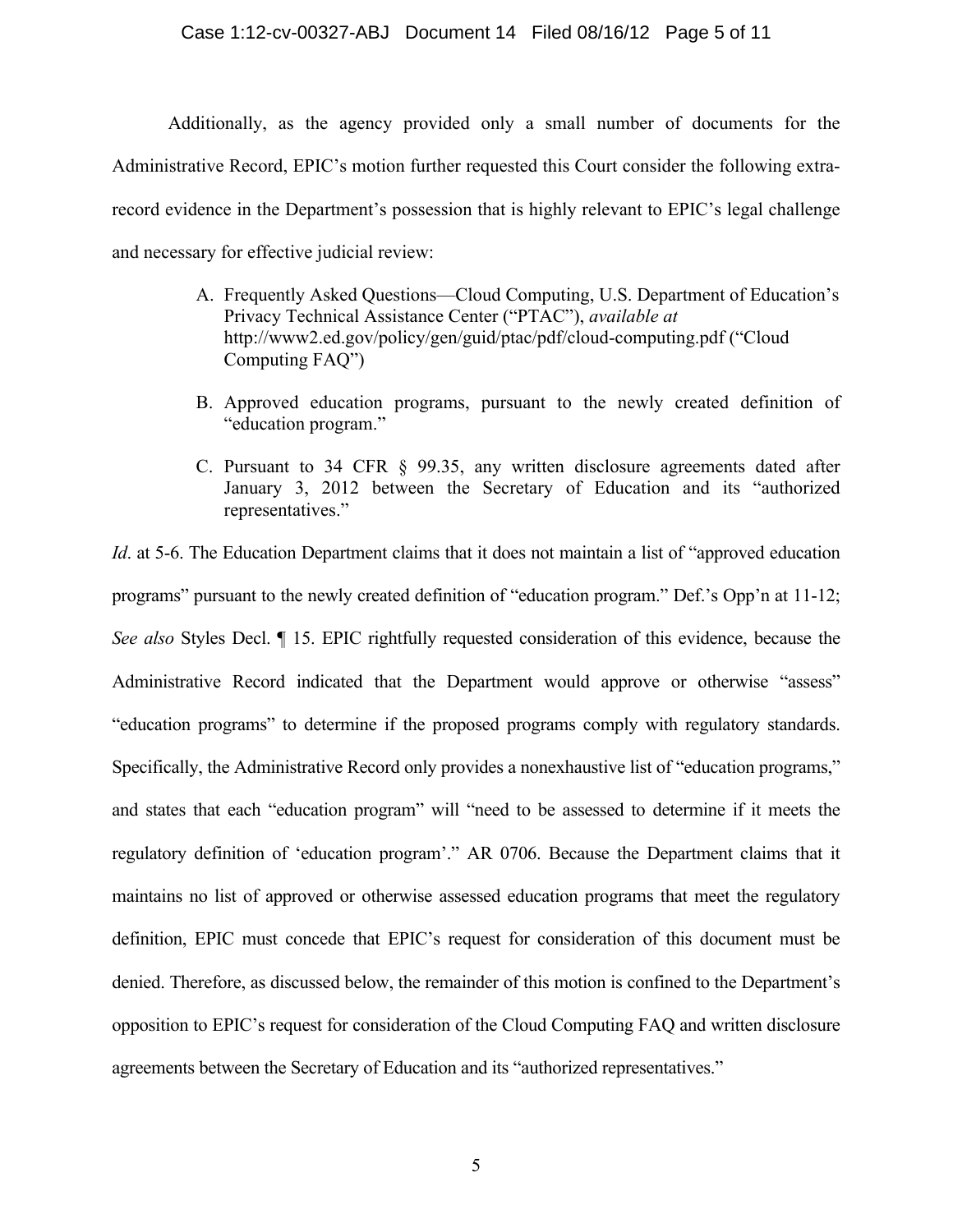Additionally, as the agency provided only a small number of documents for the Administrative Record, EPIC's motion further requested this Court consider the following extra-record evidence in the Department's possession that is highly relevant to EPIC's legal challenge and necessary for effective judicial review:

A. Frequently Asked Questions—Cloud Computing, U.S. Department of Education's Privacy Technical Assistance Center ("PTAC"), *available at* http://www2.ed.gov/policy/gen/guid/ptac/pdf/cloud-computing.pdf ("Cloud Computing FAQ")

B. Approved education programs, pursuant to the newly created definition of "education program."

C. Pursuant to 34 CFR § 99.35, any written disclosure agreements dated after January 3, 2012 between the Secretary of Education and its "authorized representatives."

*Id*. at 5-6. The Education Department claims that it does not maintain a list of "approved education programs" pursuant to the newly created definition of "education program." Def.'s Opp'n at 11-12; *See also* Styles Decl. ¶ 15. EPIC rightfully requested consideration of this evidence, because the Administrative Record indicated that the Department would approve or otherwise "assess" "education programs" to determine if the proposed programs comply with regulatory standards. Specifically, the Administrative Record only provides a nonexhaustive list of "education programs," and states that each "education program" will "need to be assessed to determine if it meets the regulatory definition of 'education program'." AR 0706. Because the Department claims that it maintains no list of approved or otherwise assessed education programs that meet the regulatory definition, EPIC must concede that EPIC's request for consideration of this document must be denied. Therefore, as discussed below, the remainder of this motion is confined to the Department's opposition to EPIC's request for consideration of the Cloud Computing FAQ and written disclosure agreements between the Secretary of Education and its "authorized representatives."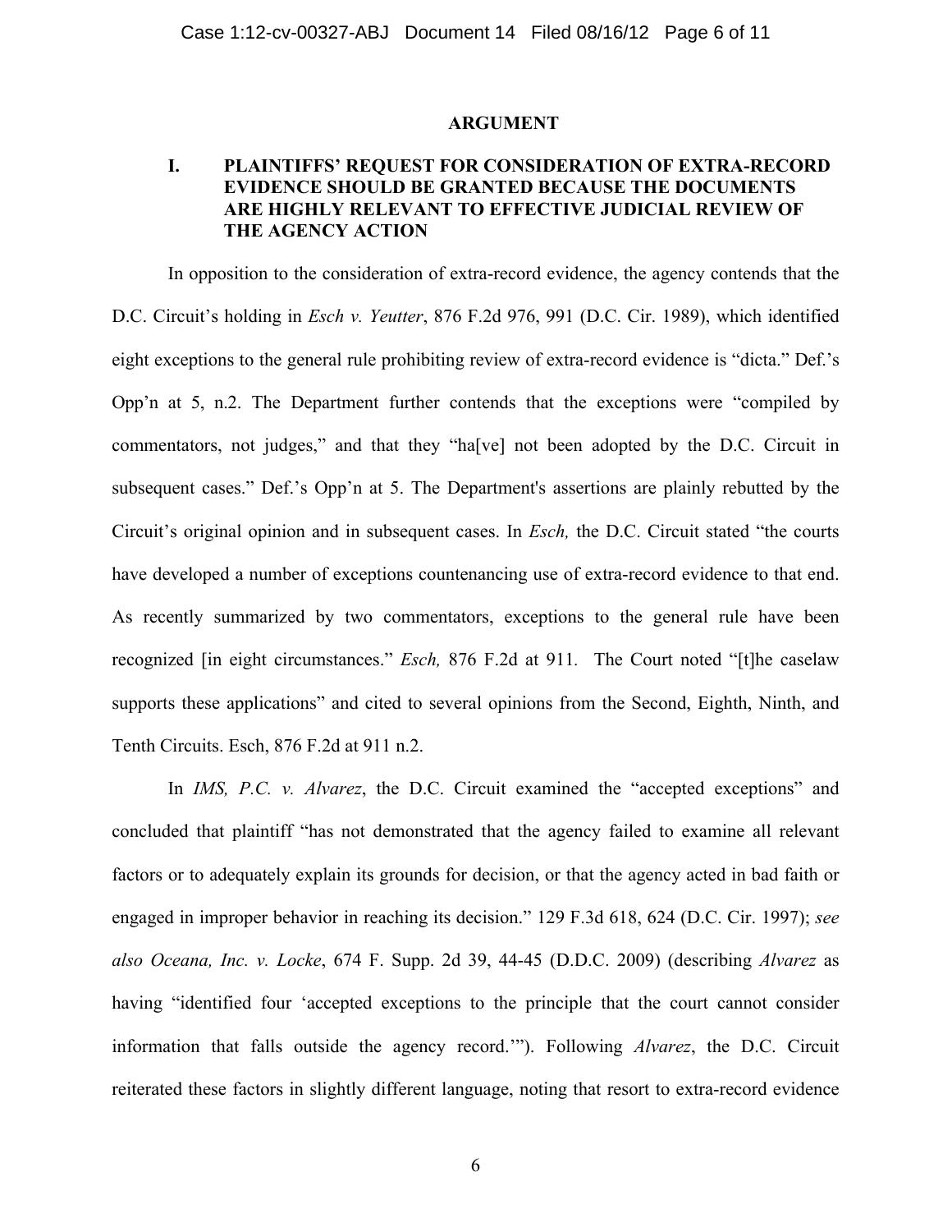## ARGUMENT

### I. PLAINTIFFS' REQUEST FOR CONSIDERATION OF EXTRA-RECORD EVIDENCE SHOULD BE GRANTED BECAUSE THE DOCUMENTS ARE HIGHLY RELEVANT TO EFFECTIVE JUDICIAL REVIEW OF THE AGENCY ACTION

In opposition to the consideration of extra-record evidence, the agency contends that the D.C. Circuit's holding in *Esch v. Yeutter*, 876 F.2d 976, 991 (D.C. Cir. 1989), which identified eight exceptions to the general rule prohibiting review of extra-record evidence is "dicta." Def.'s Opp'n at 5, n.2. The Department further contends that the exceptions were "compiled by commentators, not judges," and that they "ha[ve] not been adopted by the D.C. Circuit in subsequent cases." Def.'s Opp'n at 5. The Department's assertions are plainly rebutted by the Circuit's original opinion and in subsequent cases. In *Esch,* the D.C. Circuit stated "the courts have developed a number of exceptions countenancing use of extra-record evidence to that end. As recently summarized by two commentators, exceptions to the general rule have been recognized [in eight circumstances." *Esch,* 876 F.2d at 911. The Court noted "[t]he caselaw supports these applications" and cited to several opinions from the Second, Eighth, Ninth, and Tenth Circuits. Esch, 876 F.2d at 911 n.2.

In *IMS, P.C. v. Alvarez*, the D.C. Circuit examined the "accepted exceptions" and concluded that plaintiff "has not demonstrated that the agency failed to examine all relevant factors or to adequately explain its grounds for decision, or that the agency acted in bad faith or engaged in improper behavior in reaching its decision." 129 F.3d 618, 624 (D.C. Cir. 1997); *see also Oceana, Inc. v. Locke*, 674 F. Supp. 2d 39, 44-45 (D.D.C. 2009) (describing *Alvarez* as having "identified four 'accepted exceptions to the principle that the court cannot consider information that falls outside the agency record.'"). Following *Alvarez*, the D.C. Circuit reiterated these factors in slightly different language, noting that resort to extra-record evidence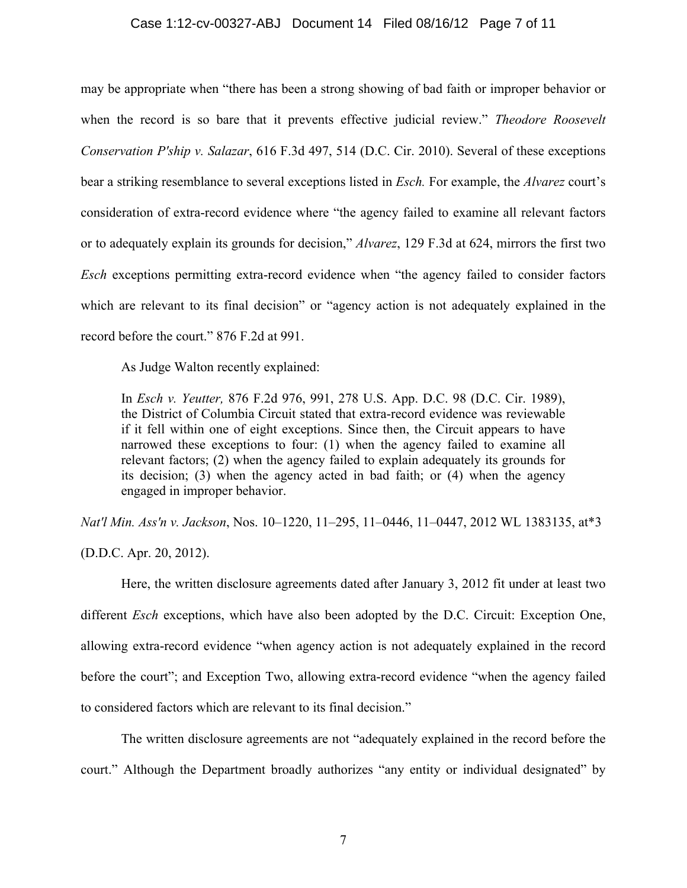may be appropriate when "there has been a strong showing of bad faith or improper behavior or when the record is so bare that it prevents effective judicial review." *Theodore Roosevelt Conservation P'ship v. Salazar*, 616 F.3d 497, 514 (D.C. Cir. 2010). Several of these exceptions bear a striking resemblance to several exceptions listed in *Esch.* For example, the *Alvarez* court's consideration of extra-record evidence where "the agency failed to examine all relevant factors or to adequately explain its grounds for decision," *Alvarez*, 129 F.3d at 624, mirrors the first two *Esch* exceptions permitting extra-record evidence when "the agency failed to consider factors which are relevant to its final decision" or "agency action is not adequately explained in the record before the court." 876 F.2d at 991.

As Judge Walton recently explained:

> In *Esch v. Yeutter,* 876 F.2d 976, 991, 278 U.S. App. D.C. 98 (D.C. Cir. 1989), the District of Columbia Circuit stated that extra-record evidence was reviewable if it fell within one of eight exceptions. Since then, the Circuit appears to have narrowed these exceptions to four: (1) when the agency failed to examine all relevant factors; (2) when the agency failed to explain adequately its grounds for its decision; (3) when the agency acted in bad faith; or (4) when the agency engaged in improper behavior.

*Nat'l Min. Ass'n v. Jackson*, Nos. 10–1220, 11–295, 11–0446, 11–0447, 2012 WL 1383135, at*3 (D.D.C. Apr. 20, 2012).

Here, the written disclosure agreements dated after January 3, 2012 fit under at least two different *Esch* exceptions, which have also been adopted by the D.C. Circuit: Exception One, allowing extra-record evidence "when agency action is not adequately explained in the record before the court"; and Exception Two, allowing extra-record evidence "when the agency failed to considered factors which are relevant to its final decision."

The written disclosure agreements are not "adequately explained in the record before the court." Although the Department broadly authorizes "any entity or individual designated" by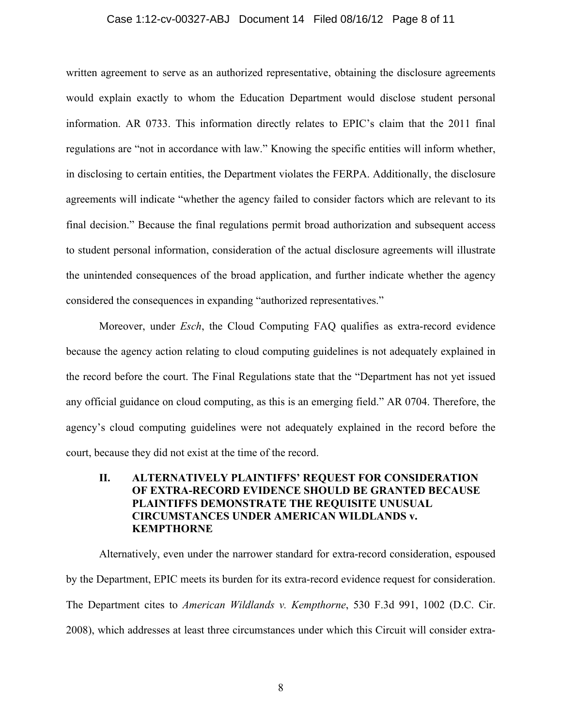written agreement to serve as an authorized representative, obtaining the disclosure agreements would explain exactly to whom the Education Department would disclose student personal information. AR 0733. This information directly relates to EPIC's claim that the 2011 final regulations are "not in accordance with law." Knowing the specific entities will inform whether, in disclosing to certain entities, the Department violates the FERPA. Additionally, the disclosure agreements will indicate "whether the agency failed to consider factors which are relevant to its final decision." Because the final regulations permit broad authorization and subsequent access to student personal information, consideration of the actual disclosure agreements will illustrate the unintended consequences of the broad application, and further indicate whether the agency considered the consequences in expanding "authorized representatives."

Moreover, under *Esch*, the Cloud Computing FAQ qualifies as extra-record evidence because the agency action relating to cloud computing guidelines is not adequately explained in the record before the court. The Final Regulations state that the "Department has not yet issued any official guidance on cloud computing, as this is an emerging field." AR 0704. Therefore, the agency's cloud computing guidelines were not adequately explained in the record before the court, because they did not exist at the time of the record.

## II. ALTERNATIVELY PLAINTIFFS' REQUEST FOR CONSIDERATION OF EXTRA-RECORD EVIDENCE SHOULD BE GRANTED BECAUSE PLAINTIFFS DEMONSTRATE THE REQUISITE UNUSUAL CIRCUMSTANCES UNDER AMERICAN WILDLANDS v. KEMPTHORNE

Alternatively, even under the narrower standard for extra-record consideration, espoused by the Department, EPIC meets its burden for its extra-record evidence request for consideration. The Department cites to *American Wildlands v. Kempthorne*, 530 F.3d 991, 1002 (D.C. Cir. 2008), which addresses at least three circumstances under which this Circuit will consider extra-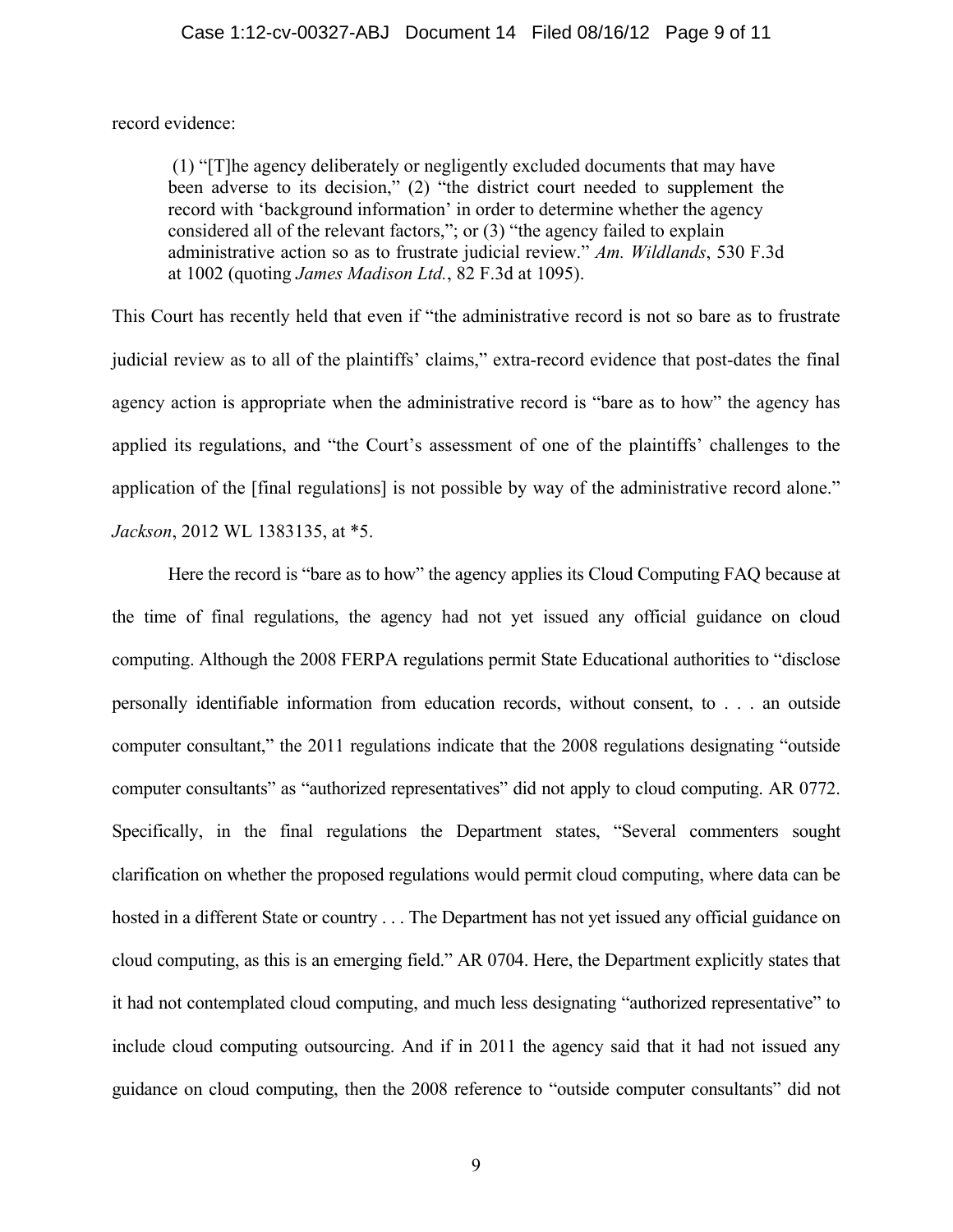record evidence:

> (1) "[T]he agency deliberately or negligently excluded documents that may have been adverse to its decision," (2) "the district court needed to supplement the record with 'background information' in order to determine whether the agency considered all of the relevant factors,"; or (3) "the agency failed to explain administrative action so as to frustrate judicial review." *Am. Wildlands*, 530 F.3d at 1002 (quoting *James Madison Ltd.*, 82 F.3d at 1095).

This Court has recently held that even if "the administrative record is not so bare as to frustrate judicial review as to all of the plaintiffs' claims," extra-record evidence that post-dates the final agency action is appropriate when the administrative record is "bare as to how" the agency has applied its regulations, and "the Court's assessment of one of the plaintiffs' challenges to the application of the [final regulations] is not possible by way of the administrative record alone." *Jackson*, 2012 WL 1383135, at *5.

Here the record is "bare as to how" the agency applies its Cloud Computing FAQ because at the time of final regulations, the agency had not yet issued any official guidance on cloud computing. Although the 2008 FERPA regulations permit State Educational authorities to "disclose personally identifiable information from education records, without consent, to . . . an outside computer consultant," the 2011 regulations indicate that the 2008 regulations designating "outside computer consultants" as "authorized representatives" did not apply to cloud computing. AR 0772. Specifically, in the final regulations the Department states, "Several commenters sought clarification on whether the proposed regulations would permit cloud computing, where data can be hosted in a different State or country . . . The Department has not yet issued any official guidance on cloud computing, as this is an emerging field." AR 0704. Here, the Department explicitly states that it had not contemplated cloud computing, and much less designating "authorized representative" to include cloud computing outsourcing. And if in 2011 the agency said that it had not issued any guidance on cloud computing, then the 2008 reference to "outside computer consultants" did not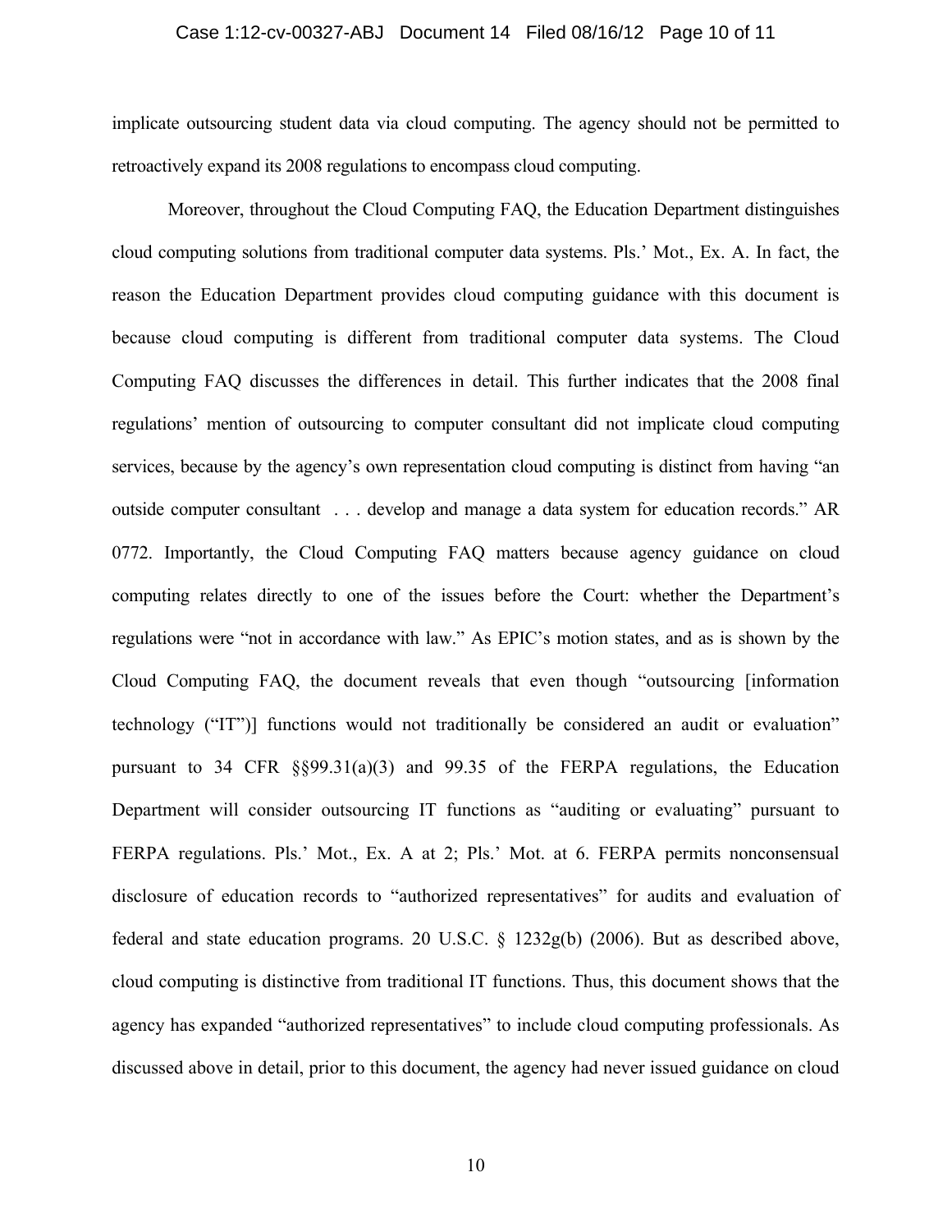implicate outsourcing student data via cloud computing. The agency should not be permitted to retroactively expand its 2008 regulations to encompass cloud computing.

Moreover, throughout the Cloud Computing FAQ, the Education Department distinguishes cloud computing solutions from traditional computer data systems. Pls.' Mot., Ex. A. In fact, the reason the Education Department provides cloud computing guidance with this document is because cloud computing is different from traditional computer data systems. The Cloud Computing FAQ discusses the differences in detail. This further indicates that the 2008 final regulations' mention of outsourcing to computer consultant did not implicate cloud computing services, because by the agency's own representation cloud computing is distinct from having "an outside computer consultant . . . develop and manage a data system for education records." AR 0772. Importantly, the Cloud Computing FAQ matters because agency guidance on cloud computing relates directly to one of the issues before the Court: whether the Department's regulations were "not in accordance with law." As EPIC's motion states, and as is shown by the Cloud Computing FAQ, the document reveals that even though "outsourcing [information technology ("IT")] functions would not traditionally be considered an audit or evaluation" pursuant to 34 CFR §§99.31(a)(3) and 99.35 of the FERPA regulations, the Education Department will consider outsourcing IT functions as "auditing or evaluating" pursuant to FERPA regulations. Pls.' Mot., Ex. A at 2; Pls.' Mot. at 6. FERPA permits nonconsensual disclosure of education records to "authorized representatives" for audits and evaluation of federal and state education programs. 20 U.S.C. § 1232g(b) (2006). But as described above, cloud computing is distinctive from traditional IT functions. Thus, this document shows that the agency has expanded "authorized representatives" to include cloud computing professionals. As discussed above in detail, prior to this document, the agency had never issued guidance on cloud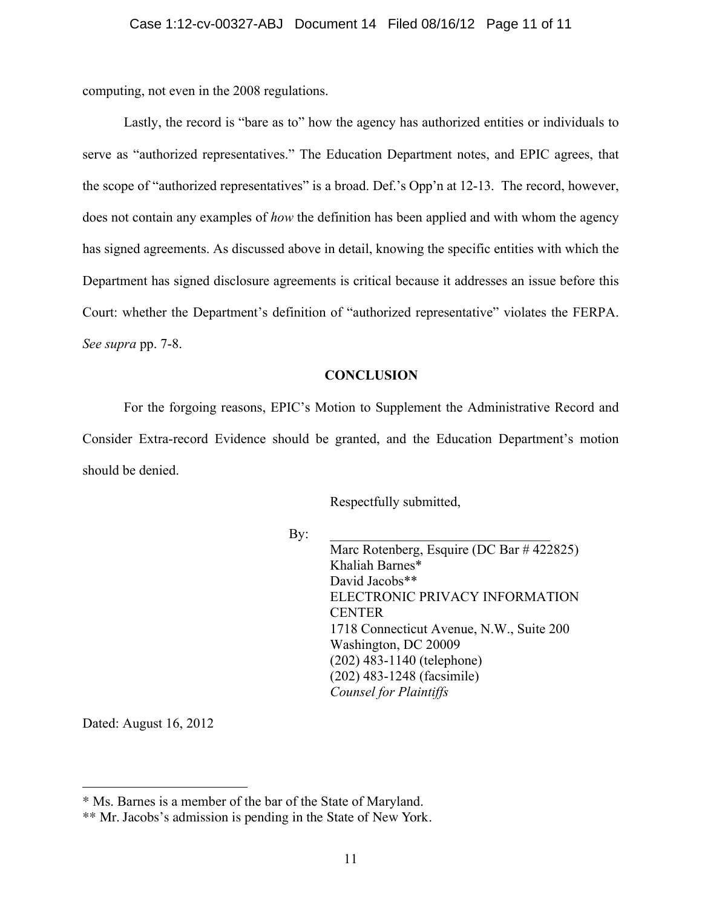computing, not even in the 2008 regulations.

Lastly, the record is "bare as to" how the agency has authorized entities or individuals to serve as "authorized representatives." The Education Department notes, and EPIC agrees, that the scope of "authorized representatives" is a broad. Def.'s Opp'n at 12-13. The record, however, does not contain any examples of *how* the definition has been applied and with whom the agency has signed agreements. As discussed above in detail, knowing the specific entities with which the Department has signed disclosure agreements is critical because it addresses an issue before this Court: whether the Department's definition of "authorized representative" violates the FERPA. *See supra* pp. 7-8.

**CONCLUSION**

For the forgoing reasons, EPIC's Motion to Supplement the Administrative Record and Consider Extra-record Evidence should be granted, and the Education Department's motion should be denied.

Respectfully submitted,

By: \_\_\_\_\_\_\_\_\_\_\_\_\_\_\_\_\_\_\_\_\_\_\_\_\_\_\_\_\_\_\_\_

Marc Rotenberg, Esquire (DC Bar # 422825)
Khaliah Barnes*
David Jacobs**
ELECTRONIC PRIVACY INFORMATION CENTER
1718 Connecticut Avenue, N.W., Suite 200
Washington, DC 20009
(202) 483-1140 (telephone)
(202) 483-1248 (facsimile)
*Counsel for Plaintiffs*

Dated: August 16, 2012

---

* Ms. Barnes is a member of the bar of the State of Maryland.
** Mr. Jacobs's admission is pending in the State of New York.